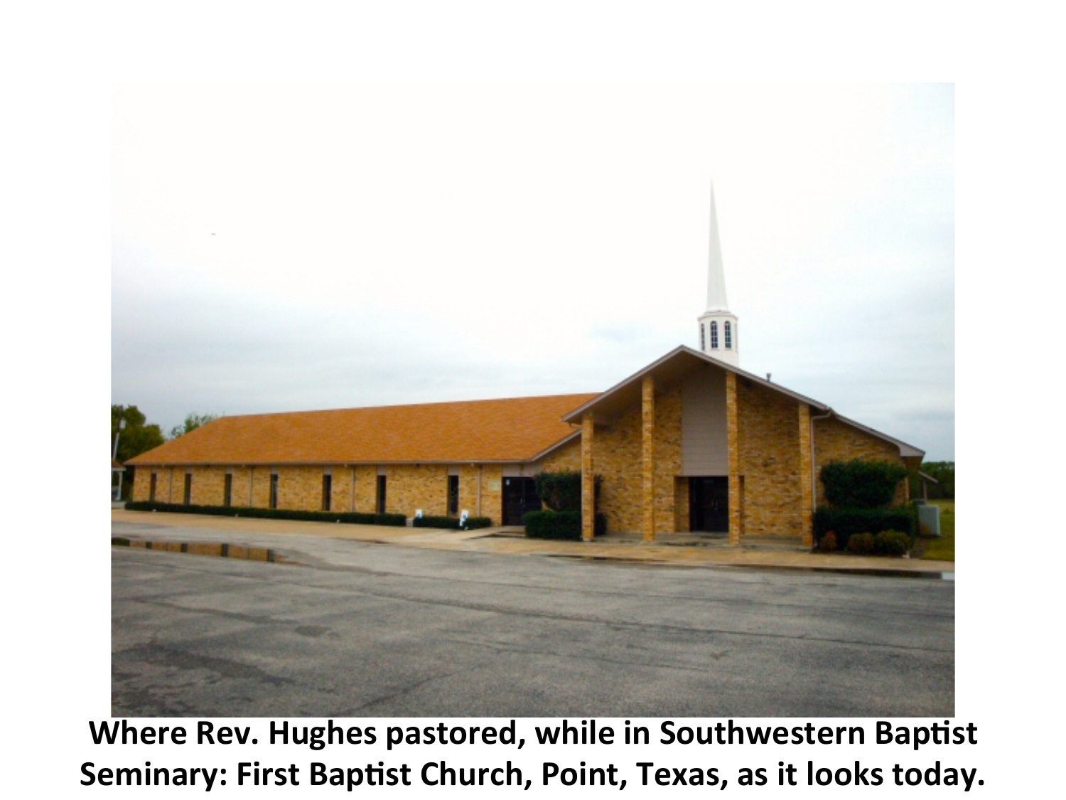**Where Rev. Hughes pastored, while in Southwestern Baptist Seminary: First Baptist Church, Point, Texas, as it looks today.**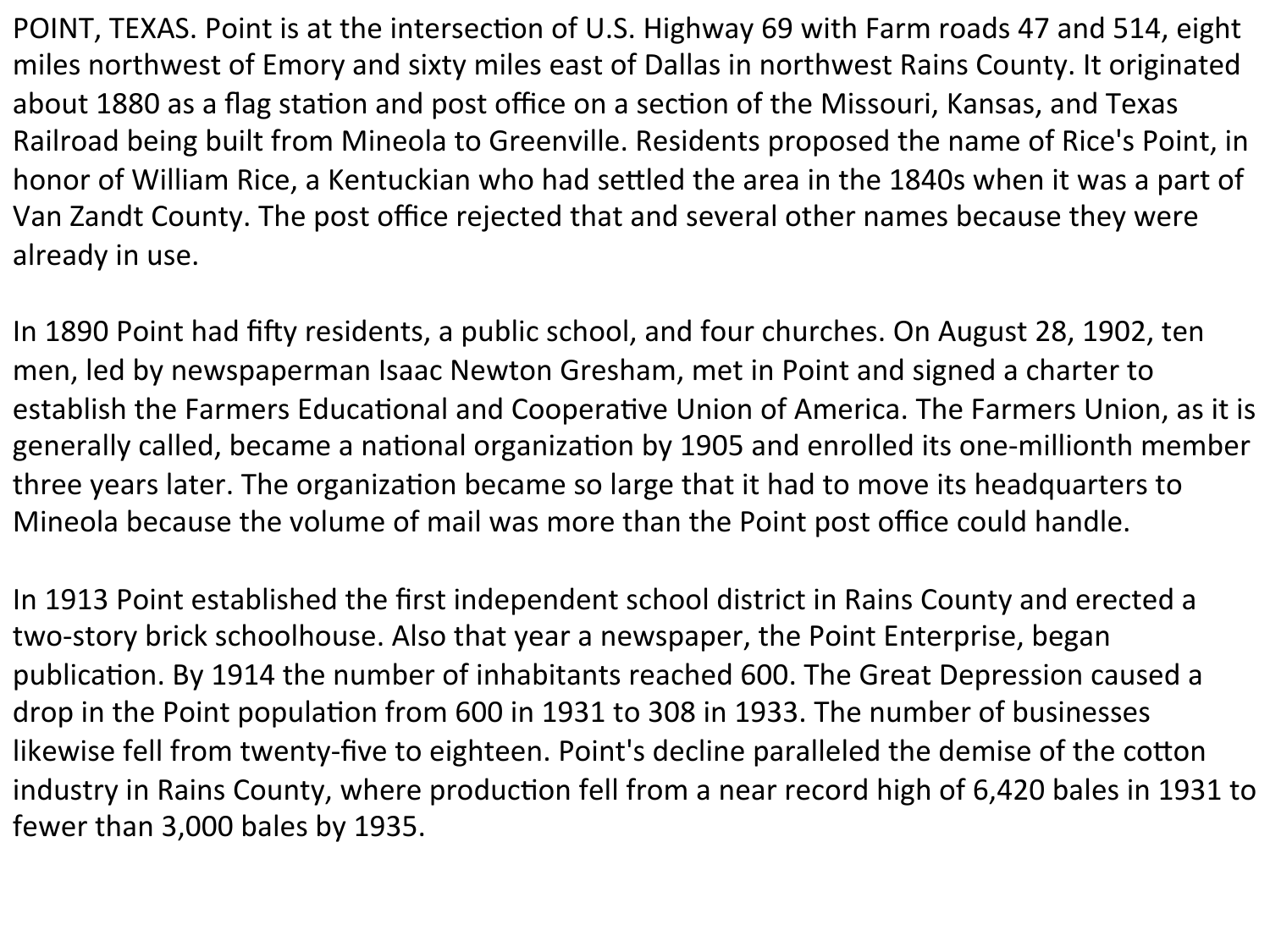POINT, TEXAS. Point is at the intersection of U.S. Highway 69 with Farm roads 47 and 514, eight miles northwest of Emory and sixty miles east of Dallas in northwest Rains County. It originated about 1880 as a flag station and post office on a section of the Missouri, Kansas, and Texas Railroad being built from Mineola to Greenville. Residents proposed the name of Rice's Point, in honor of William Rice, a Kentuckian who had settled the area in the 1840s when it was a part of Van Zandt County. The post office rejected that and several other names because they were already in use.

In 1890 Point had fifty residents, a public school, and four churches. On August 28, 1902, ten men, led by newspaperman Isaac Newton Gresham, met in Point and signed a charter to establish the Farmers Educational and Cooperative Union of America. The Farmers Union, as it is generally called, became a national organization by 1905 and enrolled its one-millionth member three years later. The organization became so large that it had to move its headquarters to Mineola because the volume of mail was more than the Point post office could handle.

In 1913 Point established the first independent school district in Rains County and erected a two-story brick schoolhouse. Also that year a newspaper, the Point Enterprise, began publication. By 1914 the number of inhabitants reached 600. The Great Depression caused a drop in the Point population from 600 in 1931 to 308 in 1933. The number of businesses likewise fell from twenty-five to eighteen. Point's decline paralleled the demise of the cotton industry in Rains County, where production fell from a near record high of 6,420 bales in 1931 to fewer than 3,000 bales by 1935.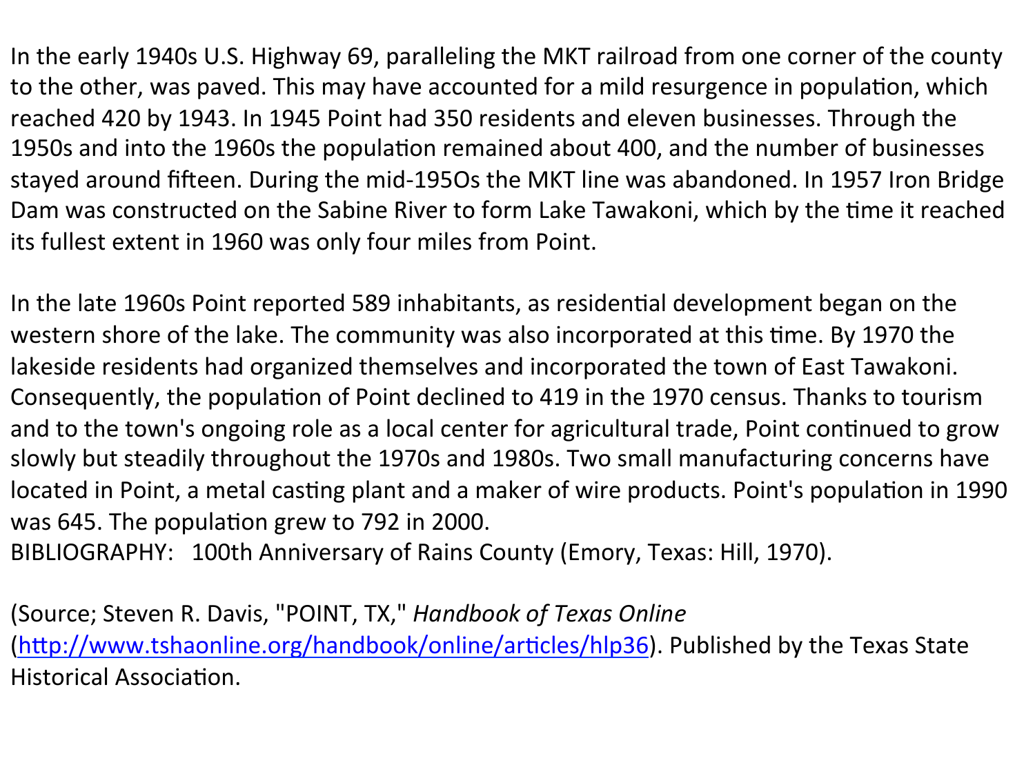In the early 1940s U.S. Highway 69, paralleling the MKT railroad from one corner of the county to the other, was paved. This may have accounted for a mild resurgence in population, which reached 420 by 1943. In 1945 Point had 350 residents and eleven businesses. Through the 1950s and into the 1960s the population remained about 400, and the number of businesses stayed around fifteen. During the mid-195Os the MKT line was abandoned. In 1957 Iron Bridge Dam was constructed on the Sabine River to form Lake Tawakoni, which by the time it reached its fullest extent in 1960 was only four miles from Point.

In the late 1960s Point reported 589 inhabitants, as residential development began on the western shore of the lake. The community was also incorporated at this time. By 1970 the lakeside residents had organized themselves and incorporated the town of East Tawakoni. Consequently, the population of Point declined to 419 in the 1970 census. Thanks to tourism and to the town's ongoing role as a local center for agricultural trade, Point continued to grow slowly but steadily throughout the 1970s and 1980s. Two small manufacturing concerns have located in Point, a metal casting plant and a maker of wire products. Point's population in 1990 was 645. The population grew to 792 in 2000.
BIBLIOGRAPHY: 100th Anniversary of Rains County (Emory, Texas: Hill, 1970).

(Source; Steven R. Davis, "POINT, TX," *Handbook of Texas Online* (http://www.tshaonline.org/handbook/online/articles/hlp36). Published by the Texas State Historical Association.